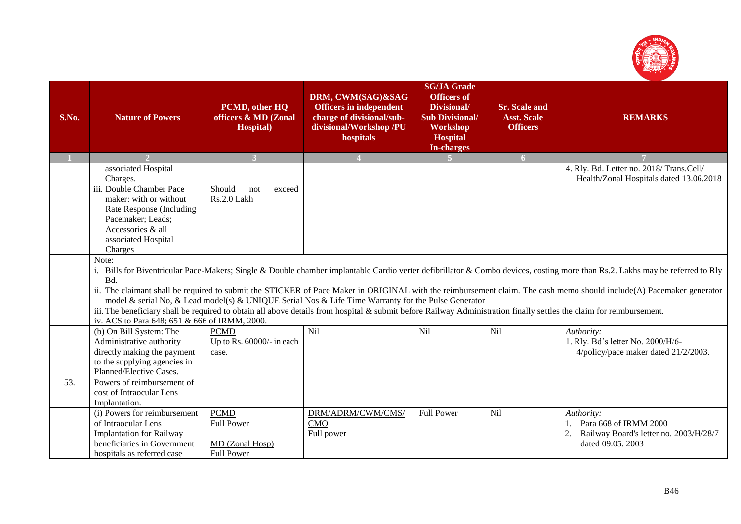| S.No. | Nature of Powers | PCMD, other HQ officers & MD (Zonal Hospital) | DRM, CWM(SAG)&SAG Officers in independent charge of divisional/sub-divisional/Workshop /PU hospitals | SG/JA Grade Officers of Divisional/ Sub Divisional/ Workshop Hospital In-charges | Sr. Scale and Asst. Scale Officers | REMARKS |
|---|---|---|---|---|---|---|
| 1 | 2 | 3 | 4 | 5 | 6 | 7 |
| | associated Hospital Charges.<br>iii. Double Chamber Pace maker: with or without Rate Response (Including Pacemaker; Leads; Accessories & all associated Hospital Charges | Should not exceed Rs.2.0 Lakh | | | | 4. Rly. Bd. Letter no. 2018/ Trans.Cell/ Health/Zonal Hospitals dated 13.06.2018 |
| | Note:<br>i. Bills for Biventricular Pace-Makers; Single & Double chamber implantable Cardio verter defibrillator & Combo devices, costing more than Rs.2. Lakhs may be referred to Rly Bd.<br>ii. The claimant shall be required to submit the STICKER of Pace Maker in ORIGINAL with the reimbursement claim. The cash memo should include(A) Pacemaker generator model & serial No, & Lead model(s) & UNIQUE Serial Nos & Life Time Warranty for the Pulse Generator<br>iii. The beneficiary shall be required to obtain all above details from hospital & submit before Railway Administration finally settles the claim for reimbursement.<br>iv. ACS to Para 648; 651 & 666 of IRMM, 2000. | | | | | |
| | (b) On Bill System: The Administrative authority directly making the payment to the supplying agencies in Planned/Elective Cases. | PCMD<br>Up to Rs. 60000/- in each case. | Nil | Nil | Nil | *Authority:*<br>1. Rly. Bd's letter No. 2000/H/6-4/policy/pace maker dated 21/2/2003. |
| 53. | Powers of reimbursement of cost of Intraocular Lens Implantation. | | | | | |
| | (i) Powers for reimbursement of Intraocular Lens Implantation for Railway beneficiaries in Government hospitals as referred case | PCMD<br>Full Power<br><br>MD (Zonal Hosp)<br>Full Power | DRM/ADRM/CWM/CMS/ CMO<br>Full power | Full Power | Nil | *Authority:*<br>1. Para 668 of IRMM 2000<br>2. Railway Board's letter no. 2003/H/28/7 dated 09.05. 2003 |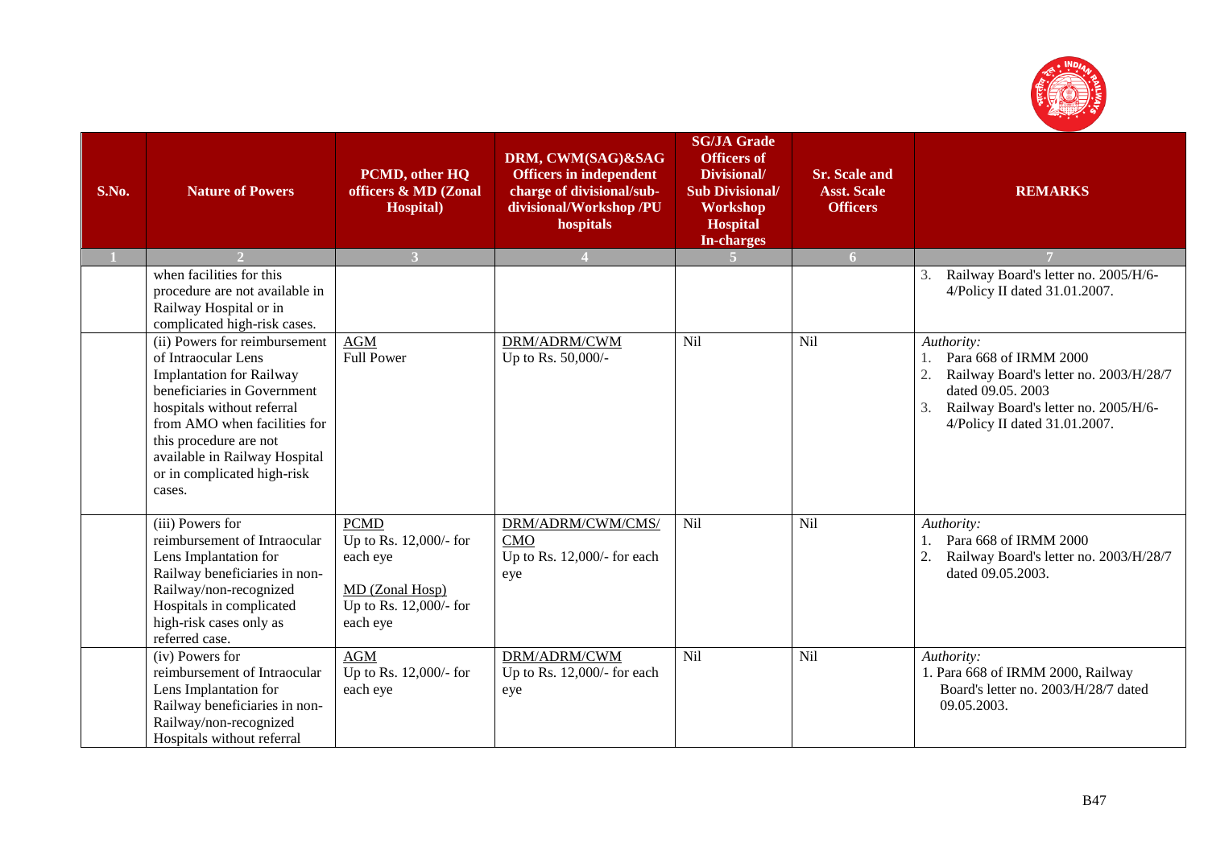| S.No. | Nature of Powers | PCMD, other HQ officers & MD (Zonal Hospital) | DRM, CWM(SAG)&SAG Officers in independent charge of divisional/sub-divisional/Workshop /PU hospitals | SG/JA Grade Officers of Divisional/ Sub Divisional/ Workshop Hospital In-charges | Sr. Scale and Asst. Scale Officers | REMARKS |
|---|---|---|---|---|---|---|
| 1 | 2 | 3 | 4 | 5 | 6 | 7 |
| | when facilities for this procedure are not available in Railway Hospital or in complicated high-risk cases. | | | | | 3. Railway Board's letter no. 2005/H/6-4/Policy II dated 31.01.2007. |
| | (ii) Powers for reimbursement of Intraocular Lens Implantation for Railway beneficiaries in Government hospitals without referral from AMO when facilities for this procedure are not available in Railway Hospital or in complicated high-risk cases. | AGM<br>Full Power | DRM/ADRM/CWM<br>Up to Rs. 50,000/- | Nil | Nil | *Authority:*<br>1. Para 668 of IRMM 2000<br>2. Railway Board's letter no. 2003/H/28/7 dated 09.05. 2003<br>3. Railway Board's letter no. 2005/H/6-4/Policy II dated 31.01.2007. |
| | (iii) Powers for reimbursement of Intraocular Lens Implantation for Railway beneficiaries in non-Railway/non-recognized Hospitals in complicated high-risk cases only as referred case. | PCMD<br>Up to Rs. 12,000/- for each eye<br><br>MD (Zonal Hosp)<br>Up to Rs. 12,000/- for each eye | DRM/ADRM/CWM/CMS/ CMO<br>Up to Rs. 12,000/- for each eye | Nil | Nil | *Authority:*<br>1. Para 668 of IRMM 2000<br>2. Railway Board's letter no. 2003/H/28/7 dated 09.05.2003. |
| | (iv) Powers for reimbursement of Intraocular Lens Implantation for Railway beneficiaries in non-Railway/non-recognized Hospitals without referral | AGM<br>Up to Rs. 12,000/- for each eye | DRM/ADRM/CWM<br>Up to Rs. 12,000/- for each eye | Nil | Nil | *Authority:*<br>1. Para 668 of IRMM 2000, Railway Board's letter no. 2003/H/28/7 dated 09.05.2003. |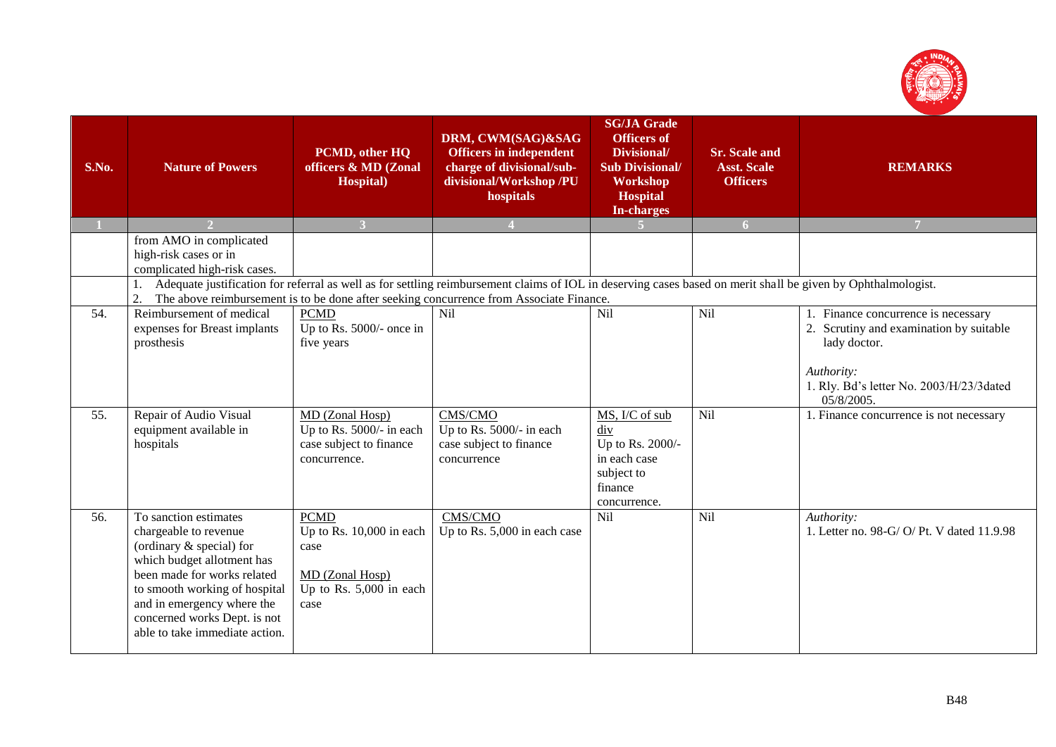| S.No. | Nature of Powers | PCMD, other HQ officers & MD (Zonal Hospital) | DRM, CWM(SAG)&SAG Officers in independent charge of divisional/sub-divisional/Workshop /PU hospitals | SG/JA Grade Officers of Divisional/ Sub Divisional/ Workshop Hospital In-charges | Sr. Scale and Asst. Scale Officers | REMARKS |
|---|---|---|---|---|---|---|
| 1 | 2 | 3 | 4 | 5 | 6 | 7 |
| | from AMO in complicated high-risk cases or in complicated high-risk cases. | | | | | |
| | 1. Adequate justification for referral as well as for settling reimbursement claims of IOL in deserving cases based on merit shall be given by Ophthalmologist. 2. The above reimbursement is to be done after seeking concurrence from Associate Finance. | | | | | |
| 54. | Reimbursement of medical expenses for Breast implants prosthesis | PCMD<br>Up to Rs. 5000/- once in five years | Nil | Nil | Nil | 1. Finance concurrence is necessary<br>2. Scrutiny and examination by suitable lady doctor.<br><br>*Authority:*<br>1. Rly. Bd's letter No. 2003/H/23/3dated 05/8/2005. |
| 55. | Repair of Audio Visual equipment available in hospitals | MD (Zonal Hosp)<br>Up to Rs. 5000/- in each case subject to finance concurrence. | CMS/CMO<br>Up to Rs. 5000/- in each case subject to finance concurrence | MS, I/C of sub div<br>Up to Rs. 2000/- in each case subject to finance concurrence. | Nil | 1. Finance concurrence is not necessary |
| 56. | To sanction estimates chargeable to revenue (ordinary & special) for which budget allotment has been made for works related to smooth working of hospital and in emergency where the concerned works Dept. is not able to take immediate action. | PCMD<br>Up to Rs. 10,000 in each case<br><br>MD (Zonal Hosp)<br>Up to Rs. 5,000 in each case | CMS/CMO<br>Up to Rs. 5,000 in each case | Nil | Nil | *Authority:*<br>1. Letter no. 98-G/ O/ Pt. V dated 11.9.98 |